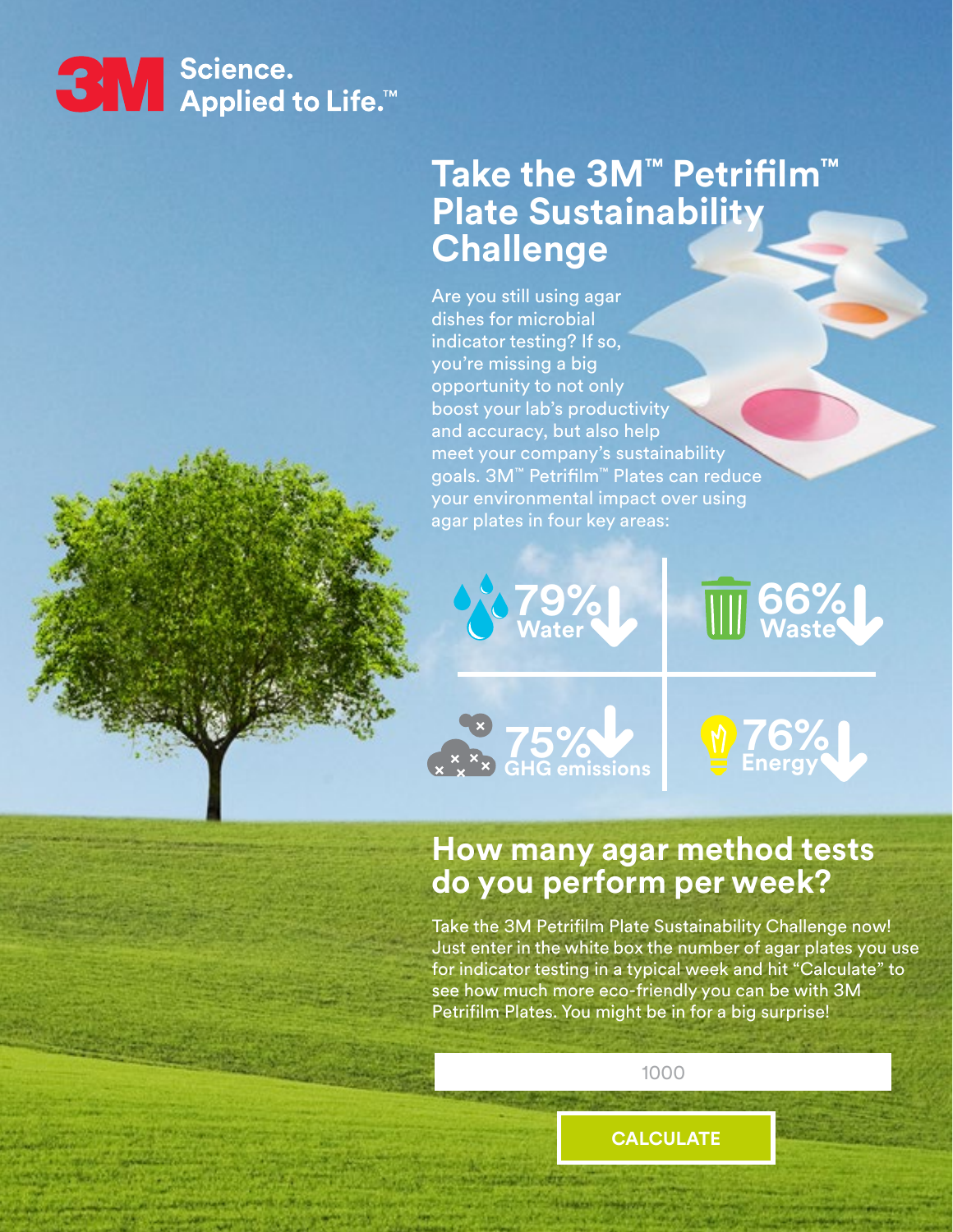3M Science. Applied to Life.™

# Take the 3M™ Petrifilm™ Plate Sustainability Challenge

Are you still using agar dishes for microbial indicator testing? If so, you're missing a big opportunity to not only boost your lab's productivity and accuracy, but also help meet your company's sustainability goals. 3M™ Petrifilm™ Plates can reduce your environmental impact over using agar plates in four key areas:

- **79%** Water
- **66%** Waste
- **75%** GHG emissions
- **76%** Energy

## How many agar method tests do you perform per week?

Take the 3M Petrifilm Plate Sustainability Challenge now! Just enter in the white box the number of agar plates you use for indicator testing in a typical week and hit "Calculate" to see how much more eco-friendly you can be with 3M Petrifilm Plates. You might be in for a big surprise!

1000

CALCULATE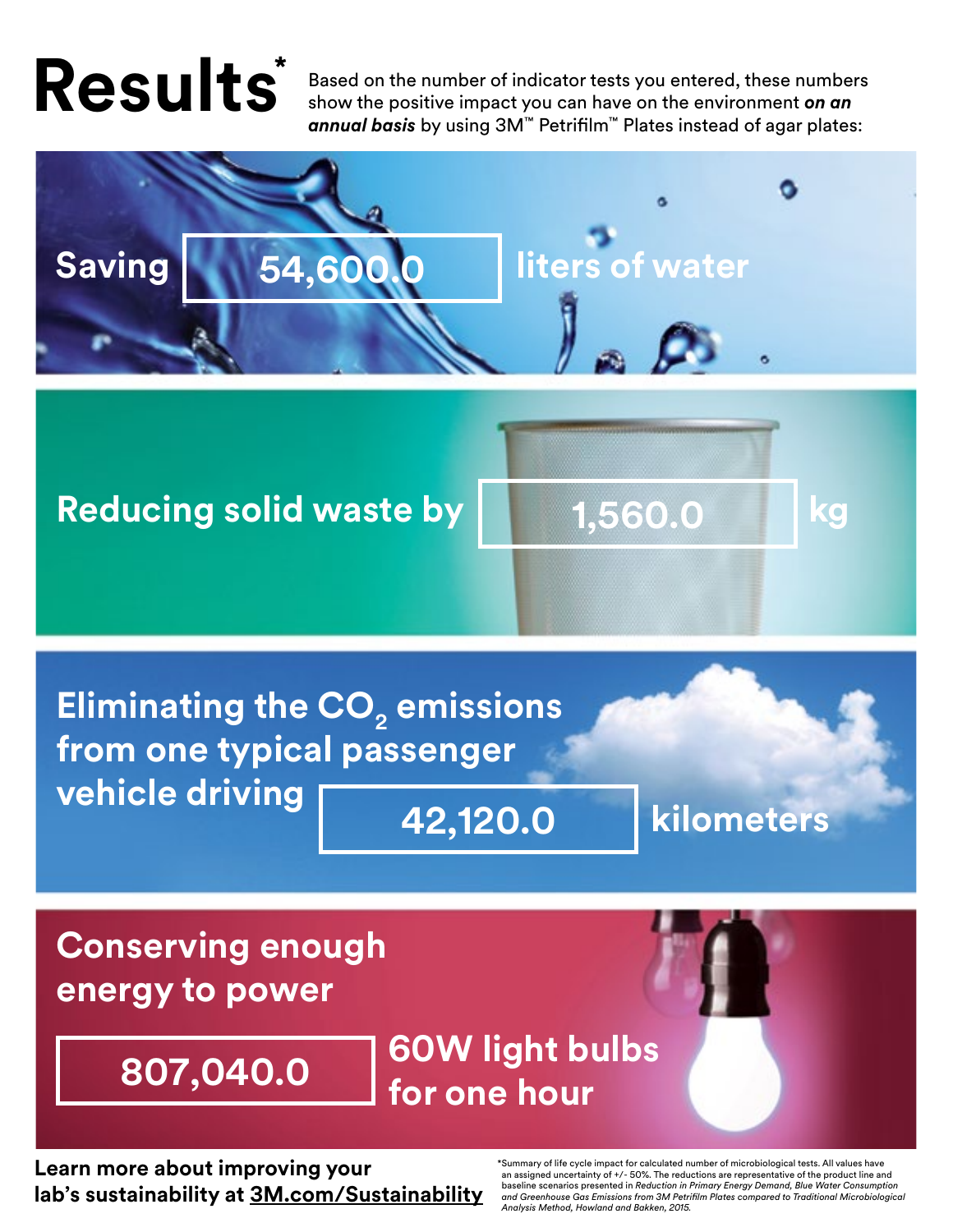# Results*

Based on the number of indicator tests you entered, these numbers show the positive impact you can have on the environment ***on an annual basis*** by using 3M™ Petrifilm™ Plates instead of agar plates:

**Saving 54,600.0 liters of water**

**Reducing solid waste by 1,560.0 kg**

**Eliminating the $CO_2$ emissions from one typical passenger vehicle driving 42,120.0 kilometers**

**Conserving enough energy to power 807,040.0 60W light bulbs for one hour**

**Learn more about improving your lab's sustainability at 3M.com/Sustainability**

*Summary of life cycle impact for calculated number of microbiological tests. All values have an assigned uncertainty of +/- 50%. The reductions are representative of the product line and baseline scenarios presented in *Reduction in Primary Energy Demand, Blue Water Consumption and Greenhouse Gas Emissions from 3M Petrifilm Plates compared to Traditional Microbiological Analysis Method, Howland and Bakken, 2015.*